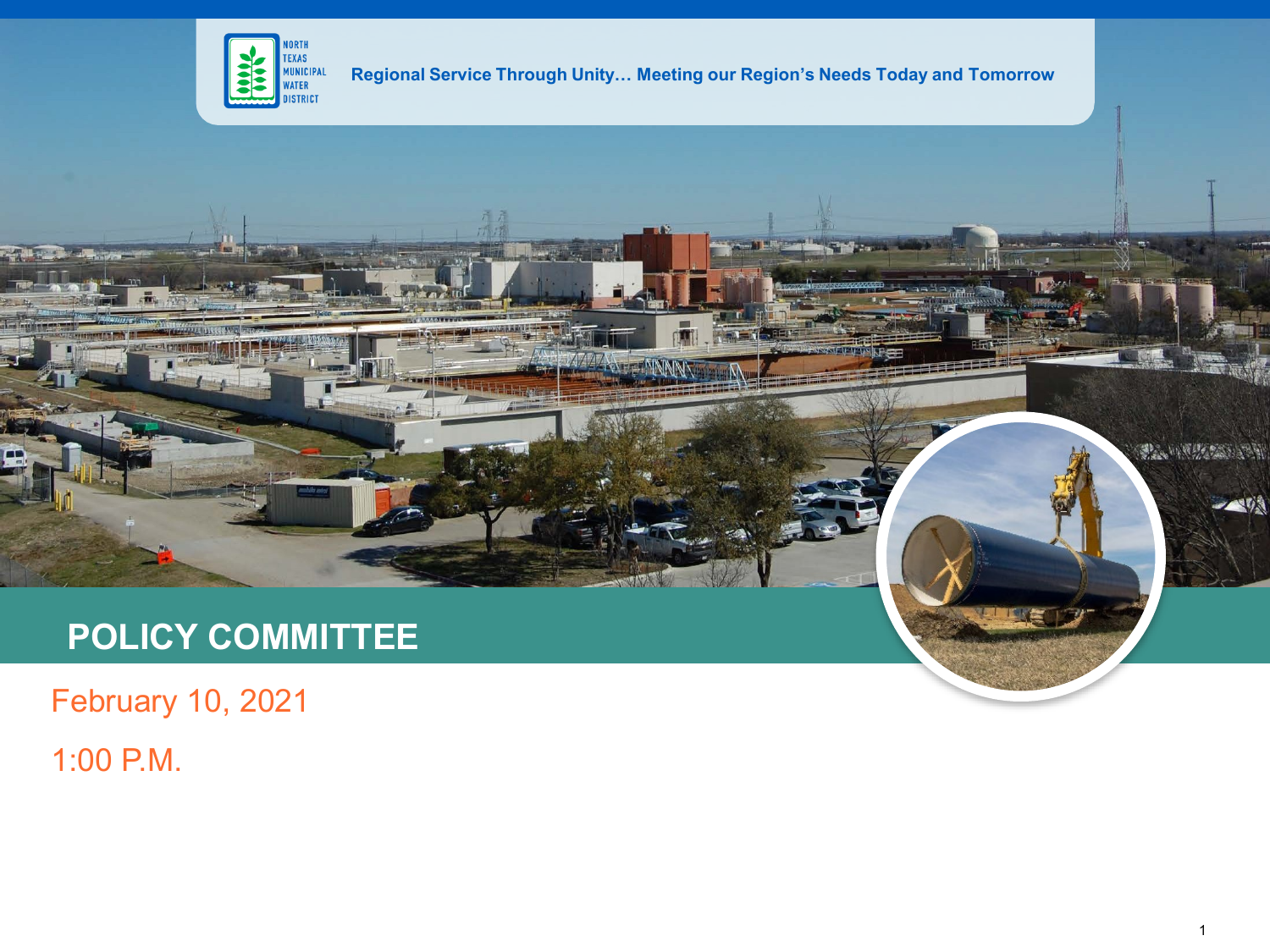NORTH TEXAS MUNICIPAL WATER DISTRICT

Regional Service Through Unity… Meeting our Region's Needs Today and Tomorrow

# POLICY COMMITTEE

February 10, 2021

1:00 P.M.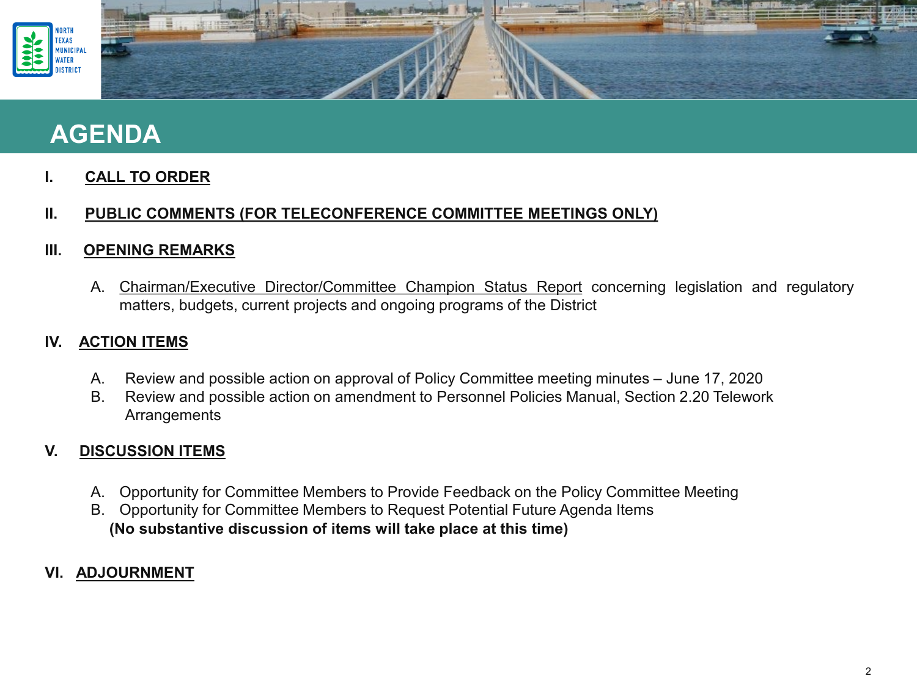# AGENDA

**I. CALL TO ORDER**

**II. PUBLIC COMMENTS (FOR TELECONFERENCE COMMITTEE MEETINGS ONLY)**

**III. OPENING REMARKS**

A. Chairman/Executive Director/Committee Champion Status Report concerning legislation and regulatory matters, budgets, current projects and ongoing programs of the District

**IV. ACTION ITEMS**

A. Review and possible action on approval of Policy Committee meeting minutes – June 17, 2020
B. Review and possible action on amendment to Personnel Policies Manual, Section 2.20 Telework Arrangements

**V. DISCUSSION ITEMS**

A. Opportunity for Committee Members to Provide Feedback on the Policy Committee Meeting
B. Opportunity for Committee Members to Request Potential Future Agenda Items
**(No substantive discussion of items will take place at this time)**

**VI. ADJOURNMENT**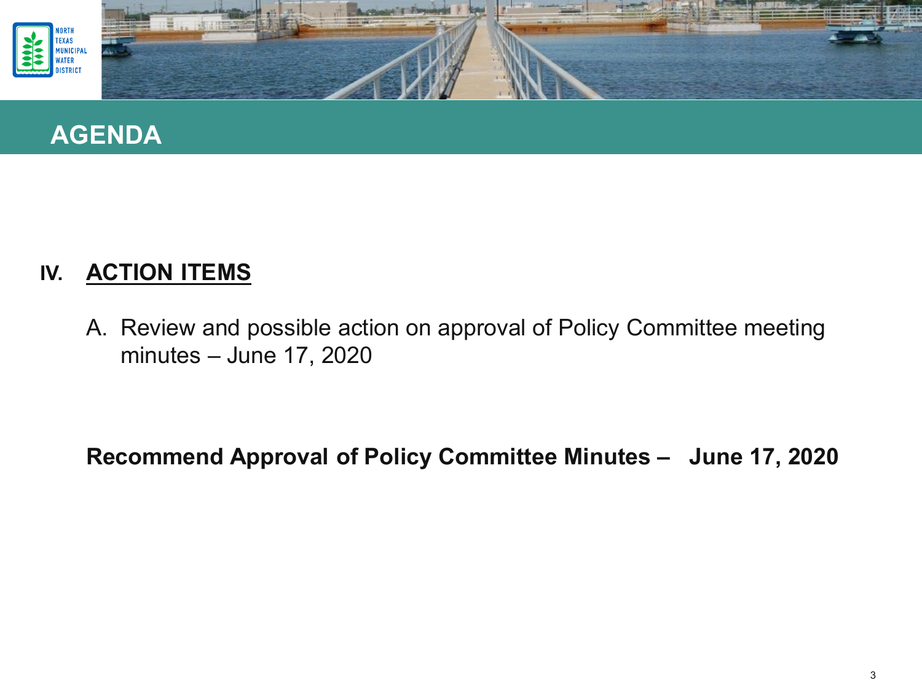# AGENDA

## IV. ACTION ITEMS

A. Review and possible action on approval of Policy Committee meeting minutes – June 17, 2020

**Recommend Approval of Policy Committee Minutes – June 17, 2020**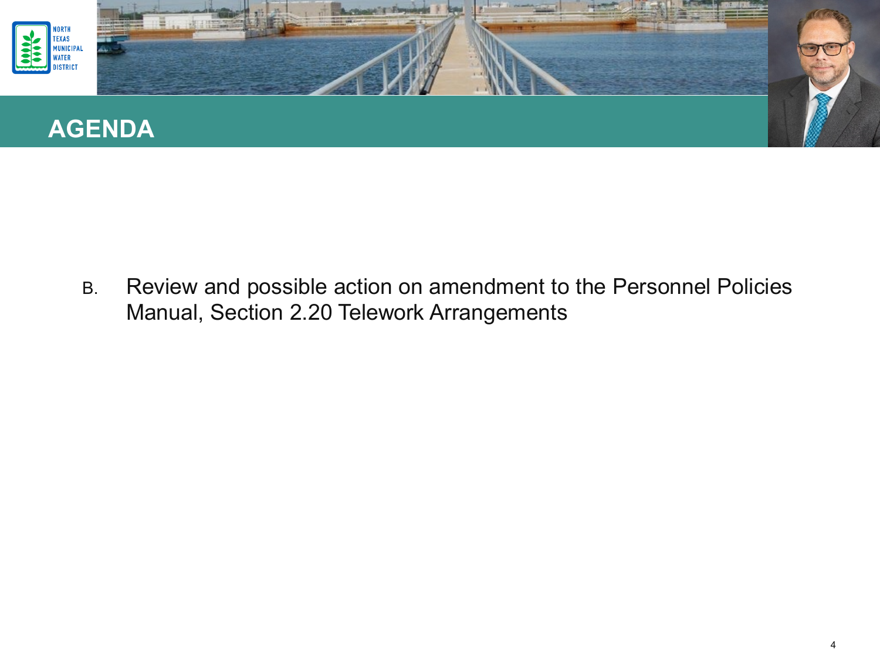# AGENDA

B. Review and possible action on amendment to the Personnel Policies Manual, Section 2.20 Telework Arrangements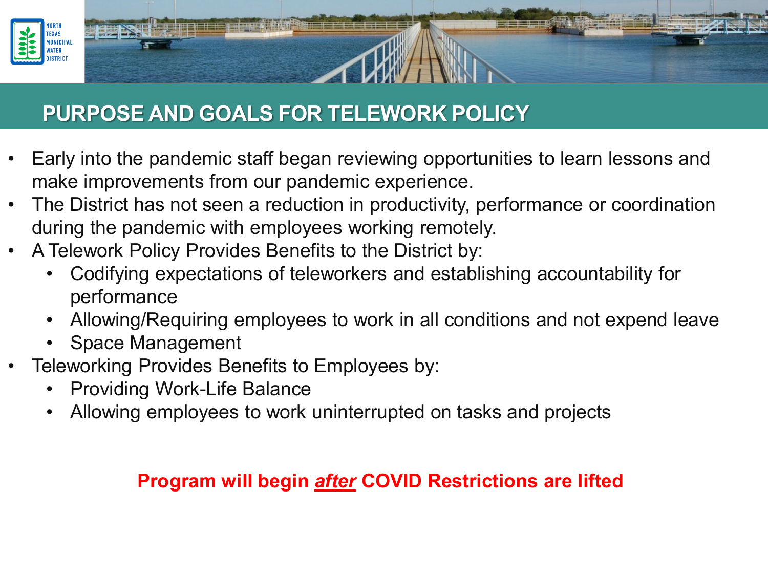# PURPOSE AND GOALS FOR TELEWORK POLICY

- Early into the pandemic staff began reviewing opportunities to learn lessons and make improvements from our pandemic experience.
- The District has not seen a reduction in productivity, performance or coordination during the pandemic with employees working remotely.
- A Telework Policy Provides Benefits to the District by:
  - Codifying expectations of teleworkers and establishing accountability for performance
  - Allowing/Requiring employees to work in all conditions and not expend leave
  - Space Management
- Teleworking Provides Benefits to Employees by:
  - Providing Work-Life Balance
  - Allowing employees to work uninterrupted on tasks and projects

**Program will begin _after_ COVID Restrictions are lifted**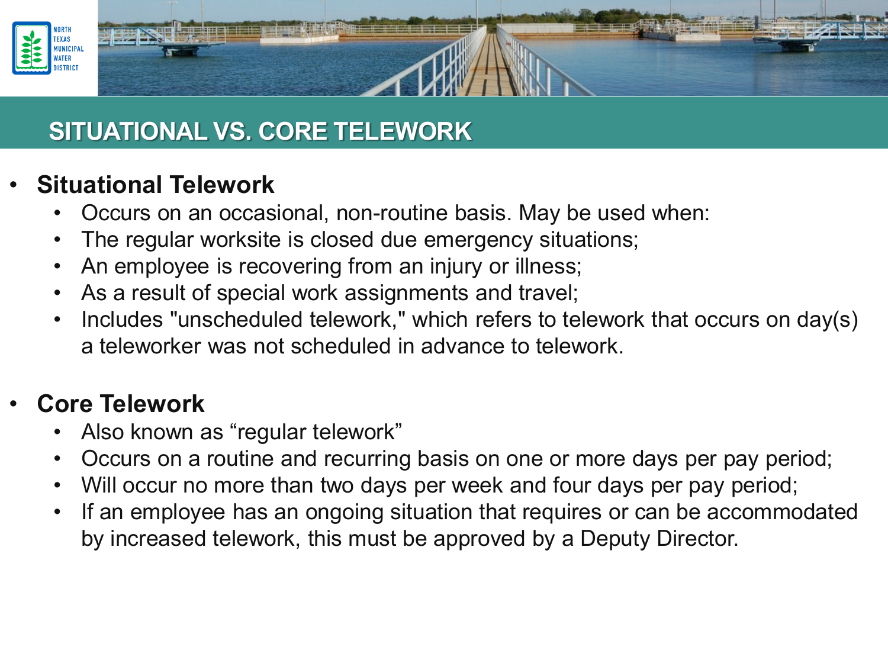# SITUATIONAL VS. CORE TELEWORK

- **Situational Telework**
  - Occurs on an occasional, non-routine basis. May be used when:
  - The regular worksite is closed due emergency situations;
  - An employee is recovering from an injury or illness;
  - As a result of special work assignments and travel;
  - Includes "unscheduled telework," which refers to telework that occurs on day(s) a teleworker was not scheduled in advance to telework.

- **Core Telework**
  - Also known as "regular telework"
  - Occurs on a routine and recurring basis on one or more days per pay period;
  - Will occur no more than two days per week and four days per pay period;
  - If an employee has an ongoing situation that requires or can be accommodated by increased telework, this must be approved by a Deputy Director.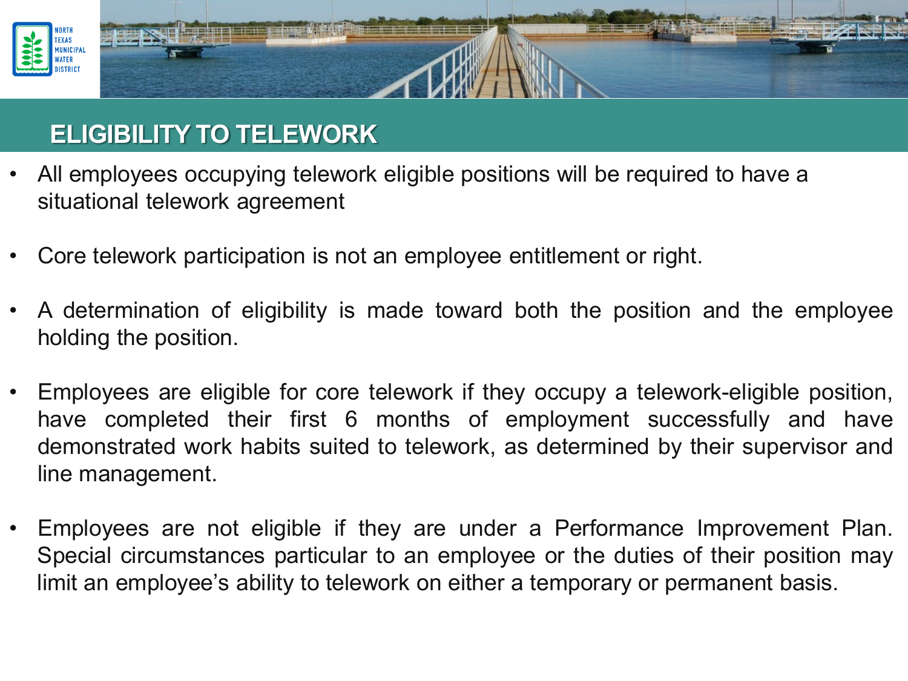# ELIGIBILITY TO TELEWORK

- All employees occupying telework eligible positions will be required to have a situational telework agreement
- Core telework participation is not an employee entitlement or right.
- A determination of eligibility is made toward both the position and the employee holding the position.
- Employees are eligible for core telework if they occupy a telework-eligible position, have completed their first 6 months of employment successfully and have demonstrated work habits suited to telework, as determined by their supervisor and line management.
- Employees are not eligible if they are under a Performance Improvement Plan. Special circumstances particular to an employee or the duties of their position may limit an employee's ability to telework on either a temporary or permanent basis.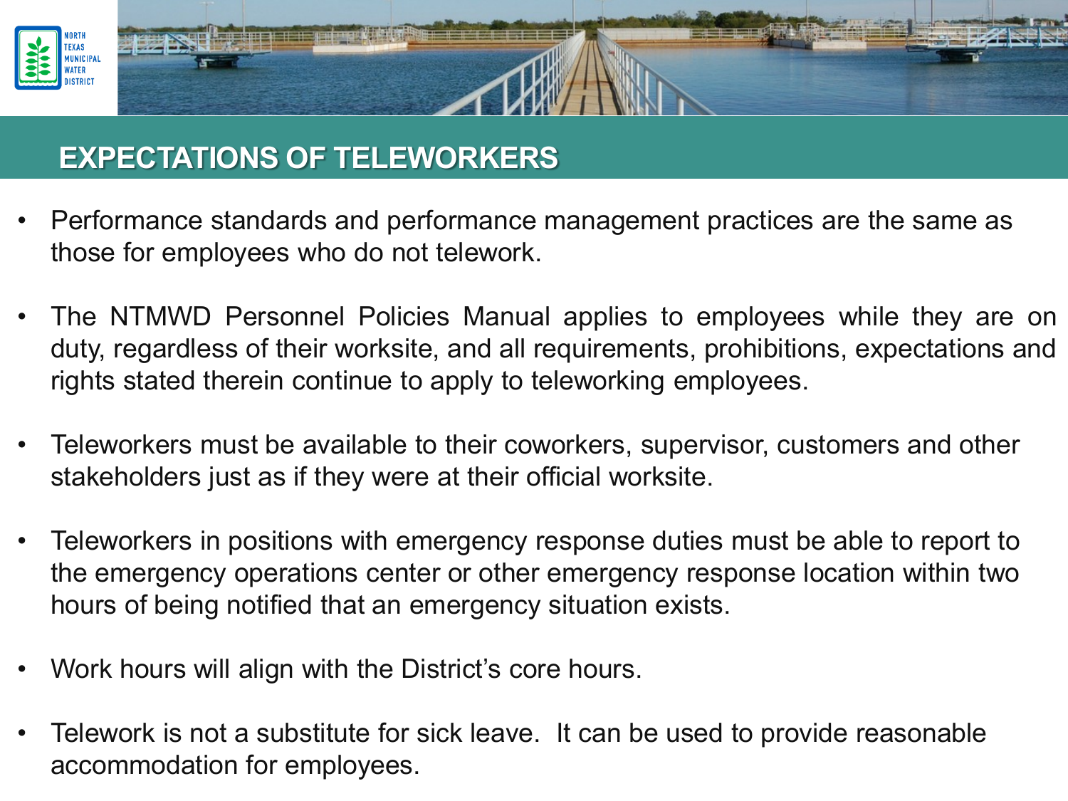## EXPECTATIONS OF TELEWORKERS

- Performance standards and performance management practices are the same as those for employees who do not telework.
- The NTMWD Personnel Policies Manual applies to employees while they are on duty, regardless of their worksite, and all requirements, prohibitions, expectations and rights stated therein continue to apply to teleworking employees.
- Teleworkers must be available to their coworkers, supervisor, customers and other stakeholders just as if they were at their official worksite.
- Teleworkers in positions with emergency response duties must be able to report to the emergency operations center or other emergency response location within two hours of being notified that an emergency situation exists.
- Work hours will align with the District's core hours.
- Telework is not a substitute for sick leave. It can be used to provide reasonable accommodation for employees.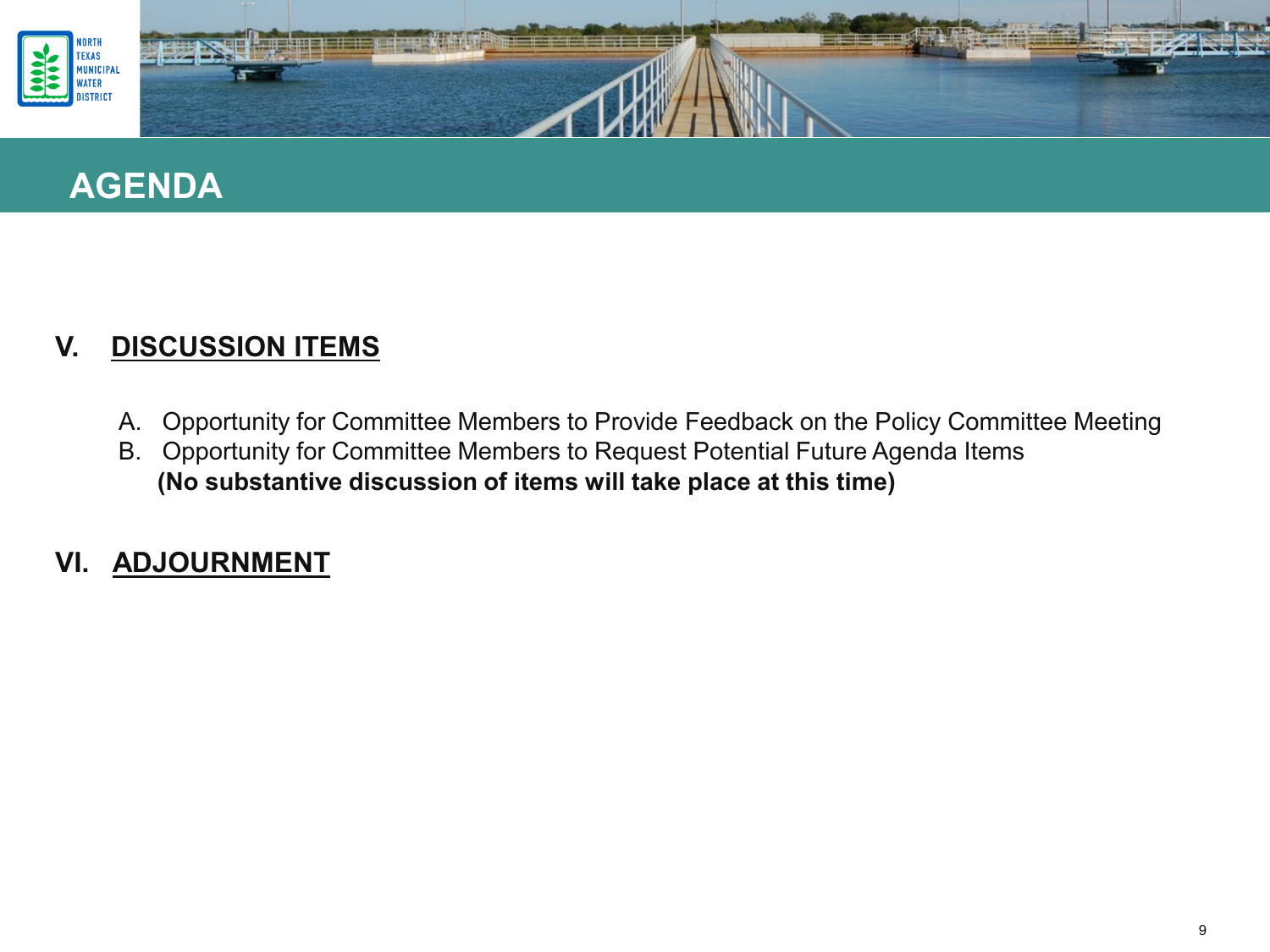# AGENDA

## V. DISCUSSION ITEMS

A. Opportunity for Committee Members to Provide Feedback on the Policy Committee Meeting

B. Opportunity for Committee Members to Request Potential Future Agenda Items
**(No substantive discussion of items will take place at this time)**

## VI. ADJOURNMENT